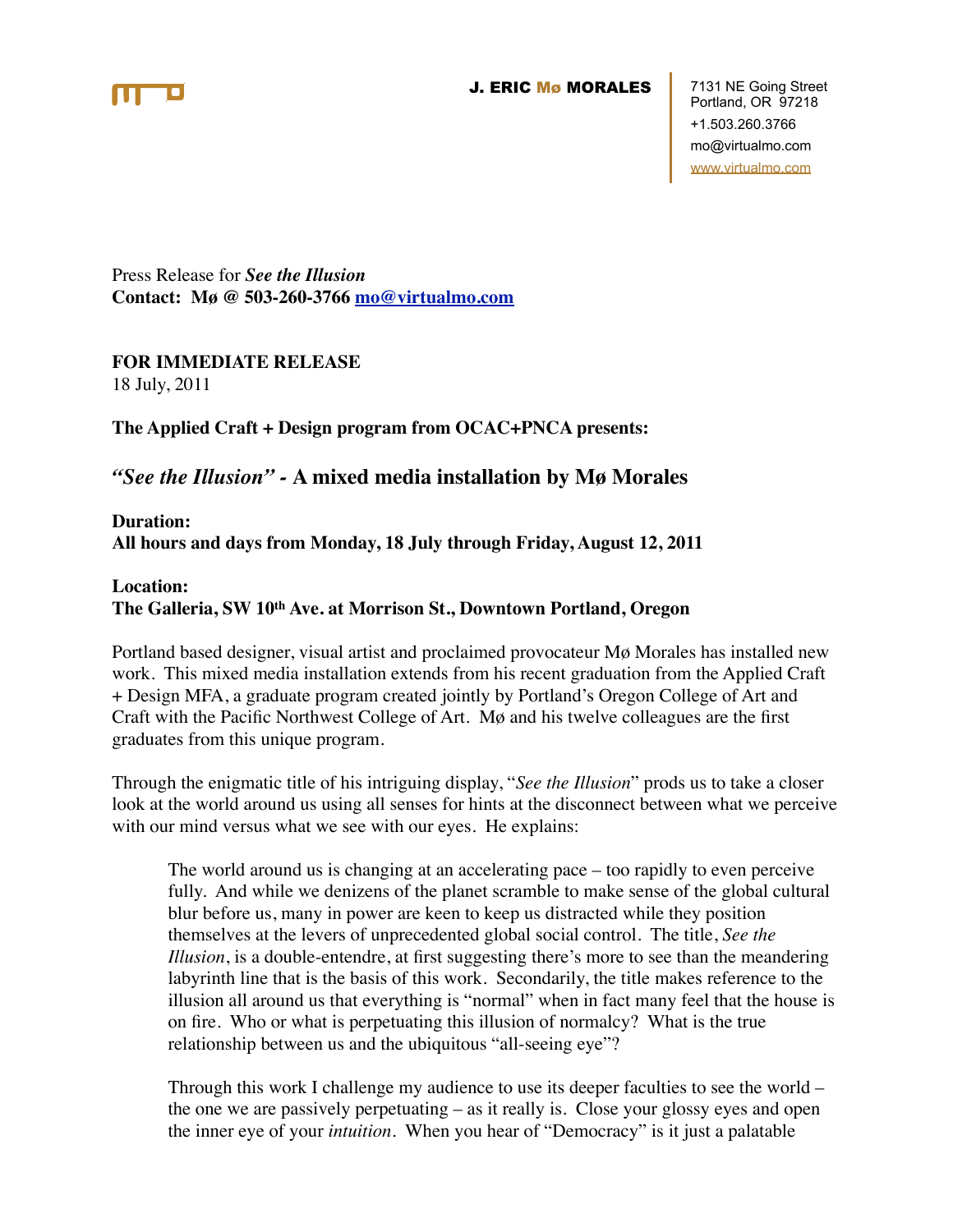J. ERIC Mø MORALES

7131 NE Going Street
Portland, OR 97218
+1.503.260.3766
mo@virtualmo.com
www.virtualmo.com

Press Release for ***See the Illusion***
**Contact: Mø @ 503-260-3766 mo@virtualmo.com**

**FOR IMMEDIATE RELEASE**
18 July, 2011

**The Applied Craft + Design program from OCAC+PNCA presents:**

## *"See the Illusion"* - A mixed media installation by Mø Morales

**Duration:**
**All hours and days from Monday, 18 July through Friday, August 12, 2011**

**Location:**
**The Galleria, SW 10th Ave. at Morrison St., Downtown Portland, Oregon**

Portland based designer, visual artist and proclaimed provocateur Mø Morales has installed new work. This mixed media installation extends from his recent graduation from the Applied Craft + Design MFA, a graduate program created jointly by Portland's Oregon College of Art and Craft with the Pacific Northwest College of Art. Mø and his twelve colleagues are the first graduates from this unique program.

Through the enigmatic title of his intriguing display, "*See the Illusion*" prods us to take a closer look at the world around us using all senses for hints at the disconnect between what we perceive with our mind versus what we see with our eyes. He explains:

> The world around us is changing at an accelerating pace – too rapidly to even perceive fully. And while we denizens of the planet scramble to make sense of the global cultural blur before us, many in power are keen to keep us distracted while they position themselves at the levers of unprecedented global social control. The title, *See the Illusion*, is a double-entendre, at first suggesting there's more to see than the meandering labyrinth line that is the basis of this work. Secondarily, the title makes reference to the illusion all around us that everything is "normal" when in fact many feel that the house is on fire. Who or what is perpetuating this illusion of normalcy? What is the true relationship between us and the ubiquitous "all-seeing eye"?
>
> Through this work I challenge my audience to use its deeper faculties to see the world – the one we are passively perpetuating – as it really is. Close your glossy eyes and open the inner eye of your *intuition*. When you hear of "Democracy" is it just a palatable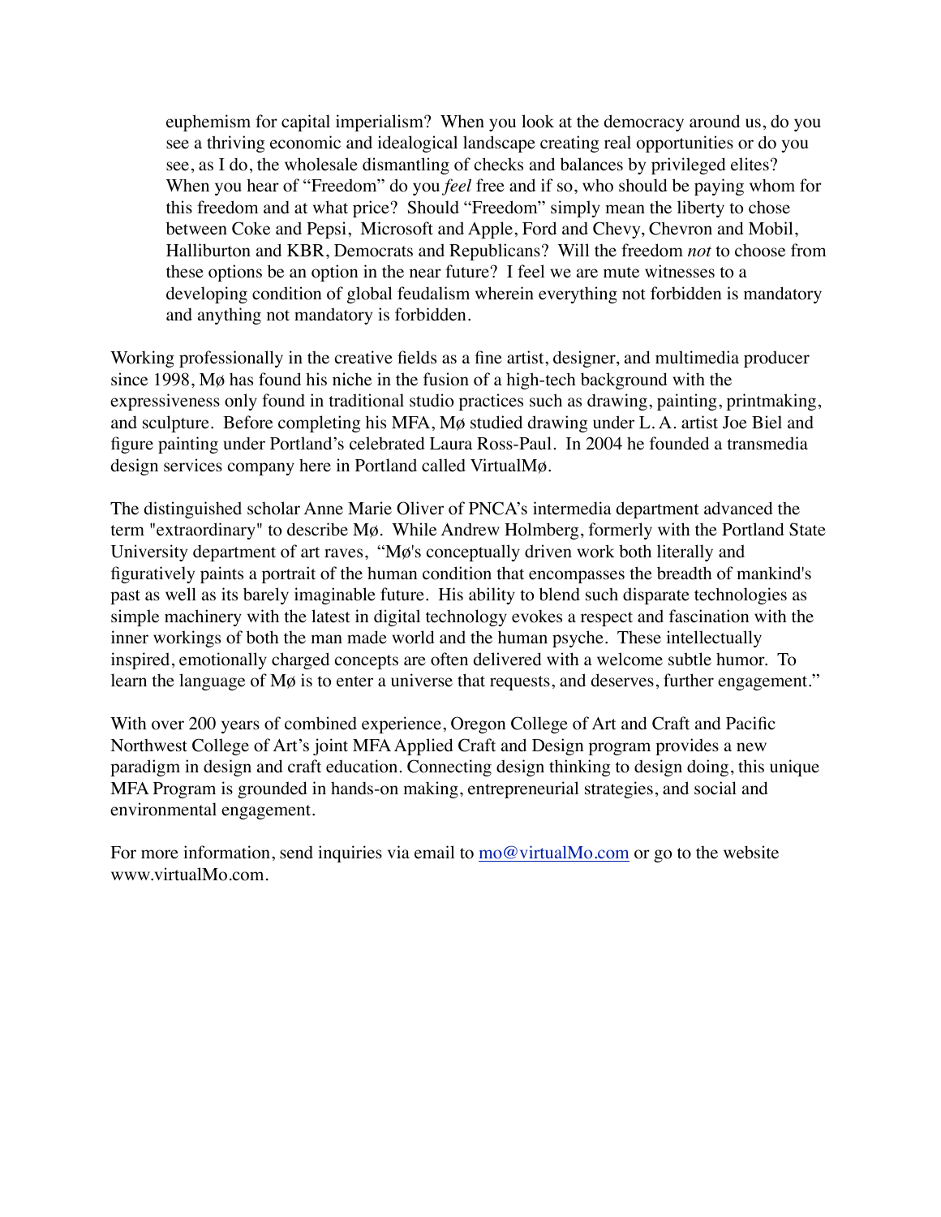> euphemism for capital imperialism? When you look at the democracy around us, do you see a thriving economic and idealogical landscape creating real opportunities or do you see, as I do, the wholesale dismantling of checks and balances by privileged elites? When you hear of "Freedom" do you *feel* free and if so, who should be paying whom for this freedom and at what price? Should "Freedom" simply mean the liberty to chose between Coke and Pepsi, Microsoft and Apple, Ford and Chevy, Chevron and Mobil, Halliburton and KBR, Democrats and Republicans? Will the freedom *not* to choose from these options be an option in the near future? I feel we are mute witnesses to a developing condition of global feudalism wherein everything not forbidden is mandatory and anything not mandatory is forbidden.

Working professionally in the creative fields as a fine artist, designer, and multimedia producer since 1998, Mø has found his niche in the fusion of a high-tech background with the expressiveness only found in traditional studio practices such as drawing, painting, printmaking, and sculpture. Before completing his MFA, Mø studied drawing under L. A. artist Joe Biel and figure painting under Portland's celebrated Laura Ross-Paul. In 2004 he founded a transmedia design services company here in Portland called VirtualMø.

The distinguished scholar Anne Marie Oliver of PNCA's intermedia department advanced the term "extraordinary" to describe Mø. While Andrew Holmberg, formerly with the Portland State University department of art raves, "Mø's conceptually driven work both literally and figuratively paints a portrait of the human condition that encompasses the breadth of mankind's past as well as its barely imaginable future. His ability to blend such disparate technologies as simple machinery with the latest in digital technology evokes a respect and fascination with the inner workings of both the man made world and the human psyche. These intellectually inspired, emotionally charged concepts are often delivered with a welcome subtle humor. To learn the language of Mø is to enter a universe that requests, and deserves, further engagement."

With over 200 years of combined experience, Oregon College of Art and Craft and Pacific Northwest College of Art's joint MFA Applied Craft and Design program provides a new paradigm in design and craft education. Connecting design thinking to design doing, this unique MFA Program is grounded in hands-on making, entrepreneurial strategies, and social and environmental engagement.

For more information, send inquiries via email to [mo@virtualMo.com](mailto:mo@virtualMo.com) or go to the website www.virtualMo.com.